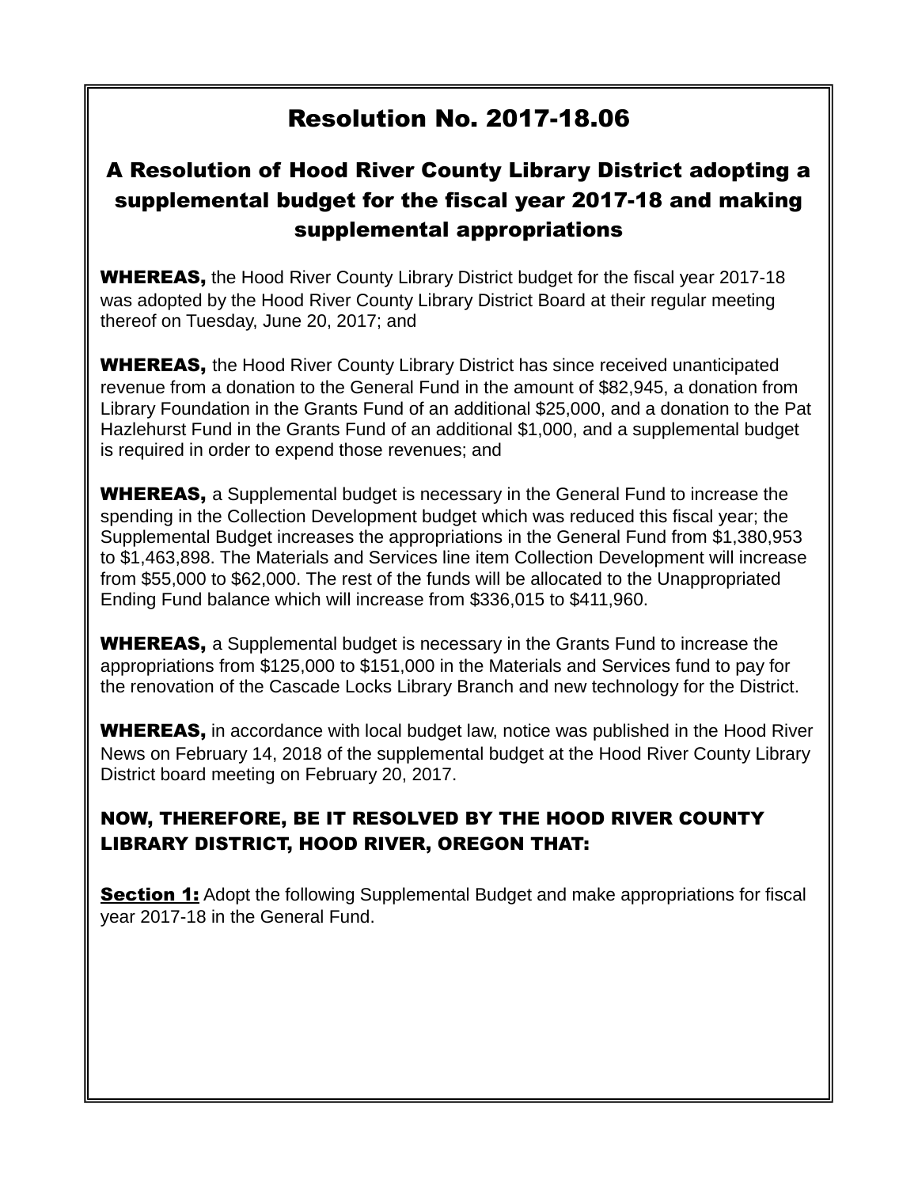# Resolution No. 2017-18.06

## A Resolution of Hood River County Library District adopting a supplemental budget for the fiscal year 2017-18 and making supplemental appropriations

**WHEREAS,** the Hood River County Library District budget for the fiscal year 2017-18 was adopted by the Hood River County Library District Board at their regular meeting thereof on Tuesday, June 20, 2017; and

**WHEREAS,** the Hood River County Library District has since received unanticipated revenue from a donation to the General Fund in the amount of $82,945, a donation from Library Foundation in the Grants Fund of an additional $25,000, and a donation to the Pat Hazlehurst Fund in the Grants Fund of an additional $1,000, and a supplemental budget is required in order to expend those revenues; and

**WHEREAS,** a Supplemental budget is necessary in the General Fund to increase the spending in the Collection Development budget which was reduced this fiscal year; the Supplemental Budget increases the appropriations in the General Fund from $1,380,953 to $1,463,898. The Materials and Services line item Collection Development will increase from $55,000 to $62,000. The rest of the funds will be allocated to the Unappropriated Ending Fund balance which will increase from $336,015 to $411,960.

**WHEREAS,** a Supplemental budget is necessary in the Grants Fund to increase the appropriations from $125,000 to $151,000 in the Materials and Services fund to pay for the renovation of the Cascade Locks Library Branch and new technology for the District.

**WHEREAS,** in accordance with local budget law, notice was published in the Hood River News on February 14, 2018 of the supplemental budget at the Hood River County Library District board meeting on February 20, 2017.

**NOW, THEREFORE, BE IT RESOLVED BY THE HOOD RIVER COUNTY LIBRARY DISTRICT, HOOD RIVER, OREGON THAT:**

**Section 1:** Adopt the following Supplemental Budget and make appropriations for fiscal year 2017-18 in the General Fund.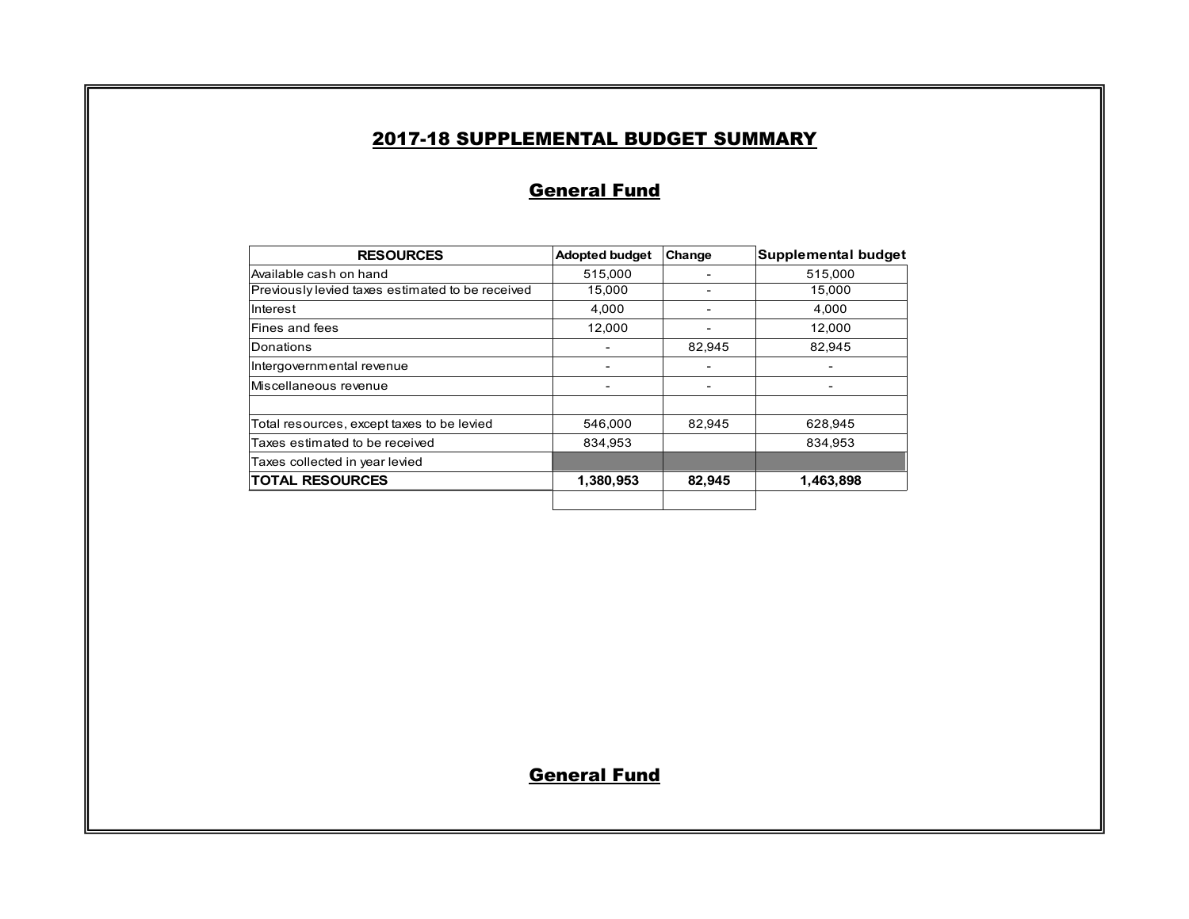# 2017-18 SUPPLEMENTAL BUDGET SUMMARY

## General Fund

| RESOURCES | Adopted budget | Change | Supplemental budget |
|---|---|---|---|
| Available cash on hand | 515,000 | - | 515,000 |
| Previously levied taxes estimated to be received | 15,000 | - | 15,000 |
| Interest | 4,000 | - | 4,000 |
| Fines and fees | 12,000 | - | 12,000 |
| Donations | - | 82,945 | 82,945 |
| Intergovernmental revenue | - | - | - |
| Miscellaneous revenue | - | - | - |
| | | | |
| Total resources, except taxes to be levied | 546,000 | 82,945 | 628,945 |
| Taxes estimated to be received | 834,953 | | 834,953 |
| Taxes collected in year levied | | | |
| **TOTAL RESOURCES** | **1,380,953** | **82,945** | **1,463,898** |

## General Fund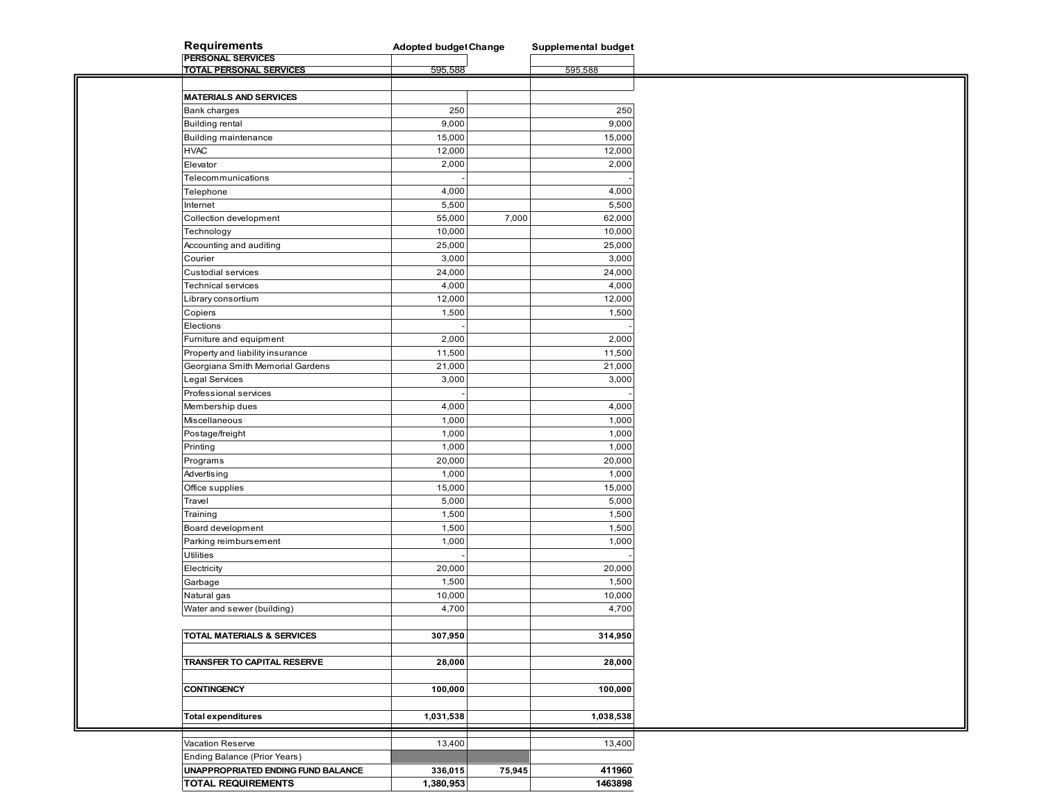| Requirements | Adopted budget | Change | Supplemental budget |
|---|---|---|---|
| PERSONAL SERVICES | | | |
| TOTAL PERSONAL SERVICES | 595,588 | | 595,588 |
| | | | |
| MATERIALS AND SERVICES | | | |
| Bank charges | 250 | | 250 |
| Building rental | 9,000 | | 9,000 |
| Building maintenance | 15,000 | | 15,000 |
| HVAC | 12,000 | | 12,000 |
| Elevator | 2,000 | | 2,000 |
| Telecommunications | - | | - |
| Telephone | 4,000 | | 4,000 |
| Internet | 5,500 | | 5,500 |
| Collection development | 55,000 | 7,000 | 62,000 |
| Technology | 10,000 | | 10,000 |
| Accounting and auditing | 25,000 | | 25,000 |
| Courier | 3,000 | | 3,000 |
| Custodial services | 24,000 | | 24,000 |
| Technical services | 4,000 | | 4,000 |
| Library consortium | 12,000 | | 12,000 |
| Copiers | 1,500 | | 1,500 |
| Elections | - | | - |
| Furniture and equipment | 2,000 | | 2,000 |
| Property and liability insurance | 11,500 | | 11,500 |
| Georgiana Smith Memorial Gardens | 21,000 | | 21,000 |
| Legal Services | 3,000 | | 3,000 |
| Professional services | - | | - |
| Membership dues | 4,000 | | 4,000 |
| Miscellaneous | 1,000 | | 1,000 |
| Postage/freight | 1,000 | | 1,000 |
| Printing | 1,000 | | 1,000 |
| Programs | 20,000 | | 20,000 |
| Advertising | 1,000 | | 1,000 |
| Office supplies | 15,000 | | 15,000 |
| Travel | 5,000 | | 5,000 |
| Training | 1,500 | | 1,500 |
| Board development | 1,500 | | 1,500 |
| Parking reimbursement | 1,000 | | 1,000 |
| Utilities | - | | - |
| Electricity | 20,000 | | 20,000 |
| Garbage | 1,500 | | 1,500 |
| Natural gas | 10,000 | | 10,000 |
| Water and sewer (building) | 4,700 | | 4,700 |
| | | | |
| **TOTAL MATERIALS & SERVICES** | **307,950** | | **314,950** |
| | | | |
| **TRANSFER TO CAPITAL RESERVE** | **28,000** | | **28,000** |
| | | | |
| **CONTINGENCY** | **100,000** | | **100,000** |
| | | | |
| **Total expenditures** | **1,031,538** | | **1,038,538** |
| | | | |
| Vacation Reserve | 13,400 | | 13,400 |
| Ending Balance (Prior Years) | | | |
| **UNAPPROPRIATED ENDING FUND BALANCE** | **336,015** | **75,945** | **411960** |
| **TOTAL REQUIREMENTS** | **1,380,953** | | **1463898** |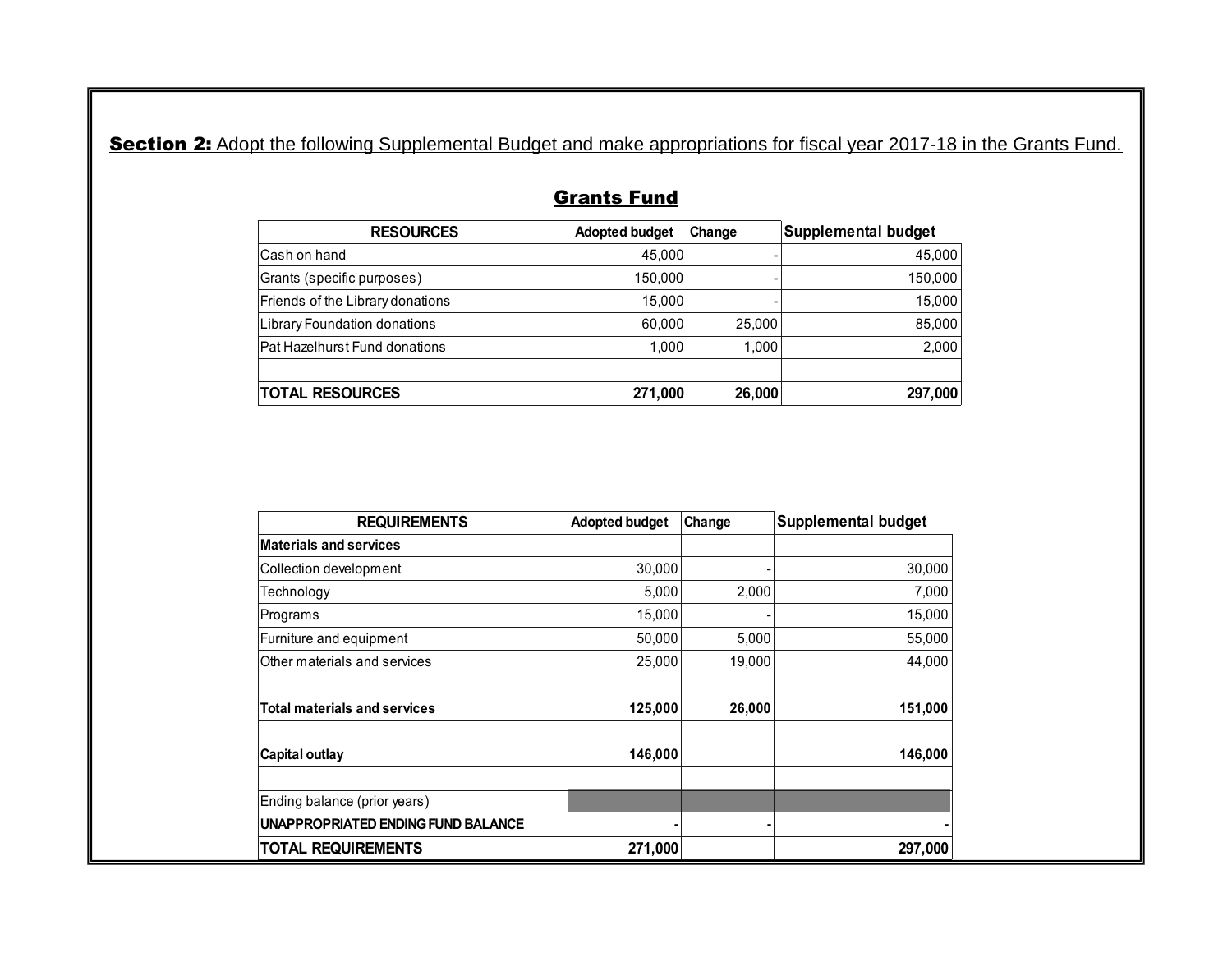**Section 2:** Adopt the following Supplemental Budget and make appropriations for fiscal year 2017-18 in the Grants Fund.

## Grants Fund

| RESOURCES | Adopted budget | Change | Supplemental budget |
|---|---|---|---|
| Cash on hand | 45,000 | - | 45,000 |
| Grants (specific purposes) | 150,000 | - | 150,000 |
| Friends of the Library donations | 15,000 | - | 15,000 |
| Library Foundation donations | 60,000 | 25,000 | 85,000 |
| Pat Hazelhurst Fund donations | 1,000 | 1,000 | 2,000 |
| | | | |
| **TOTAL RESOURCES** | **271,000** | **26,000** | **297,000** |

| REQUIREMENTS | Adopted budget | Change | Supplemental budget |
|---|---|---|---|
| **Materials and services** | | | |
| Collection development | 30,000 | - | 30,000 |
| Technology | 5,000 | 2,000 | 7,000 |
| Programs | 15,000 | - | 15,000 |
| Furniture and equipment | 50,000 | 5,000 | 55,000 |
| Other materials and services | 25,000 | 19,000 | 44,000 |
| | | | |
| **Total materials and services** | **125,000** | **26,000** | **151,000** |
| | | | |
| **Capital outlay** | **146,000** | | **146,000** |
| | | | |
| Ending balance (prior years) | | | |
| **UNAPPROPRIATED ENDING FUND BALANCE** | **-** | **-** | **-** |
| **TOTAL REQUIREMENTS** | **271,000** | | **297,000** |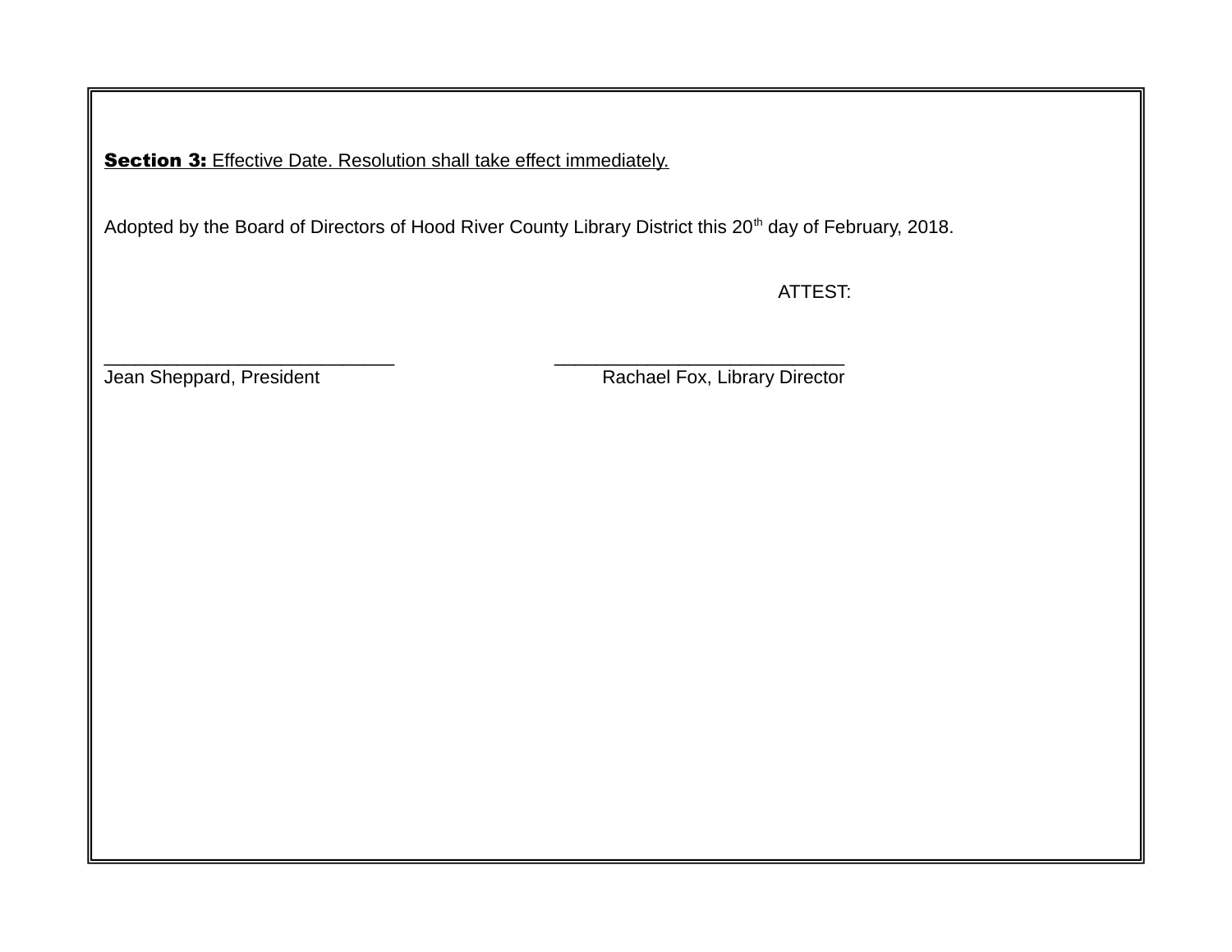**Section 3:** <u>Effective Date. Resolution shall take effect immediately.</u>

Adopted by the Board of Directors of Hood River County Library District this 20th day of February, 2018.

ATTEST:

\_\_\_\_\_\_\_\_\_\_\_\_\_\_\_\_\_\_\_\_\_\_\_\_\_\_\_\_\_\_\_\_\_\_\_\_\_\_\_\_\_\_\_\_  
Jean Sheppard, President

\_\_\_\_\_\_\_\_\_\_\_\_\_\_\_\_\_\_\_\_\_\_\_\_\_\_\_\_\_\_\_\_\_\_\_\_\_\_\_\_\_\_\_\_  
Rachael Fox, Library Director